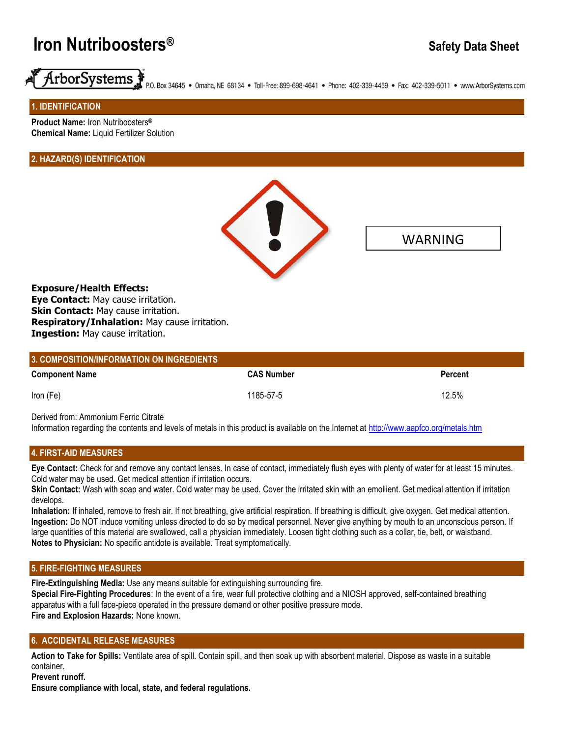# Iron Nutriboosters®

**Safety Data Sheet**

ArborSystems P.O. Box 34645 • Omaha, NE 68134 • Toll-Free: 899-698-4641 • Phone: 402-339-4459 • Fax: 402-339-5011 • www.ArborSystems.com

## 1. IDENTIFICATION

**Product Name:** Iron Nutriboosters®
**Chemical Name:** Liquid Fertilizer Solution

## 2. HAZARD(S) IDENTIFICATION

WARNING

**Exposure/Health Effects:**
**Eye Contact:** May cause irritation.
**Skin Contact:** May cause irritation.
**Respiratory/Inhalation:** May cause irritation.
**Ingestion:** May cause irritation.

## 3. COMPOSITION/INFORMATION ON INGREDIENTS

| Component Name | CAS Number | Percent |
|---|---|---|
| Iron (Fe) | 1185-57-5 | 12.5% |

Derived from: Ammonium Ferric Citrate
Information regarding the contents and levels of metals in this product is available on the Internet at http://www.aapfco.org/metals.htm

## 4. FIRST-AID MEASURES

**Eye Contact:** Check for and remove any contact lenses. In case of contact, immediately flush eyes with plenty of water for at least 15 minutes. Cold water may be used. Get medical attention if irritation occurs.
**Skin Contact:** Wash with soap and water. Cold water may be used. Cover the irritated skin with an emollient. Get medical attention if irritation develops.
**Inhalation:** If inhaled, remove to fresh air. If not breathing, give artificial respiration. If breathing is difficult, give oxygen. Get medical attention.
**Ingestion:** Do NOT induce vomiting unless directed to do so by medical personnel. Never give anything by mouth to an unconscious person. If large quantities of this material are swallowed, call a physician immediately. Loosen tight clothing such as a collar, tie, belt, or waistband.
**Notes to Physician:** No specific antidote is available. Treat symptomatically.

## 5. FIRE-FIGHTING MEASURES

**Fire-Extinguishing Media:** Use any means suitable for extinguishing surrounding fire.
**Special Fire-Fighting Procedures**: In the event of a fire, wear full protective clothing and a NIOSH approved, self-contained breathing apparatus with a full face-piece operated in the pressure demand or other positive pressure mode.
**Fire and Explosion Hazards:** None known.

## 6. ACCIDENTAL RELEASE MEASURES

**Action to Take for Spills:** Ventilate area of spill. Contain spill, and then soak up with absorbent material. Dispose as waste in a suitable container.
**Prevent runoff.**
**Ensure compliance with local, state, and federal regulations.**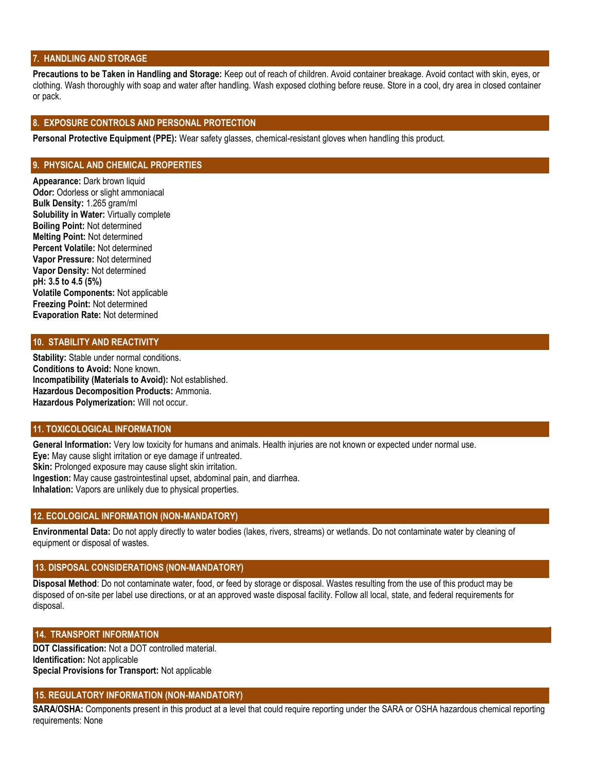## 7. HANDLING AND STORAGE

**Precautions to be Taken in Handling and Storage:** Keep out of reach of children. Avoid container breakage. Avoid contact with skin, eyes, or clothing. Wash thoroughly with soap and water after handling. Wash exposed clothing before reuse. Store in a cool, dry area in closed container or pack.

## 8. EXPOSURE CONTROLS AND PERSONAL PROTECTION

**Personal Protective Equipment (PPE):** Wear safety glasses, chemical-resistant gloves when handling this product.

## 9. PHYSICAL AND CHEMICAL PROPERTIES

**Appearance:** Dark brown liquid
**Odor:** Odorless or slight ammoniacal
**Bulk Density:** 1.265 gram/ml
**Solubility in Water:** Virtually complete
**Boiling Point:** Not determined
**Melting Point:** Not determined
**Percent Volatile:** Not determined
**Vapor Pressure:** Not determined
**Vapor Density:** Not determined
**pH: 3.5 to 4.5 (5%)**
**Volatile Components:** Not applicable
**Freezing Point:** Not determined
**Evaporation Rate:** Not determined

## 10. STABILITY AND REACTIVITY

**Stability:** Stable under normal conditions.
**Conditions to Avoid:** None known.
**Incompatibility (Materials to Avoid):** Not established.
**Hazardous Decomposition Products:** Ammonia.
**Hazardous Polymerization:** Will not occur.

## 11. TOXICOLOGICAL INFORMATION

**General Information:** Very low toxicity for humans and animals. Health injuries are not known or expected under normal use.
**Eye:** May cause slight irritation or eye damage if untreated.
**Skin:** Prolonged exposure may cause slight skin irritation.
**Ingestion:** May cause gastrointestinal upset, abdominal pain, and diarrhea.
**Inhalation:** Vapors are unlikely due to physical properties.

## 12. ECOLOGICAL INFORMATION (NON-MANDATORY)

**Environmental Data:** Do not apply directly to water bodies (lakes, rivers, streams) or wetlands. Do not contaminate water by cleaning of equipment or disposal of wastes.

## 13. DISPOSAL CONSIDERATIONS (NON-MANDATORY)

**Disposal Method**: Do not contaminate water, food, or feed by storage or disposal. Wastes resulting from the use of this product may be disposed of on-site per label use directions, or at an approved waste disposal facility. Follow all local, state, and federal requirements for disposal.

## 14. TRANSPORT INFORMATION

**DOT Classification:** Not a DOT controlled material.
**Identification:** Not applicable
**Special Provisions for Transport:** Not applicable

## 15. REGULATORY INFORMATION (NON-MANDATORY)

**SARA/OSHA:** Components present in this product at a level that could require reporting under the SARA or OSHA hazardous chemical reporting requirements: None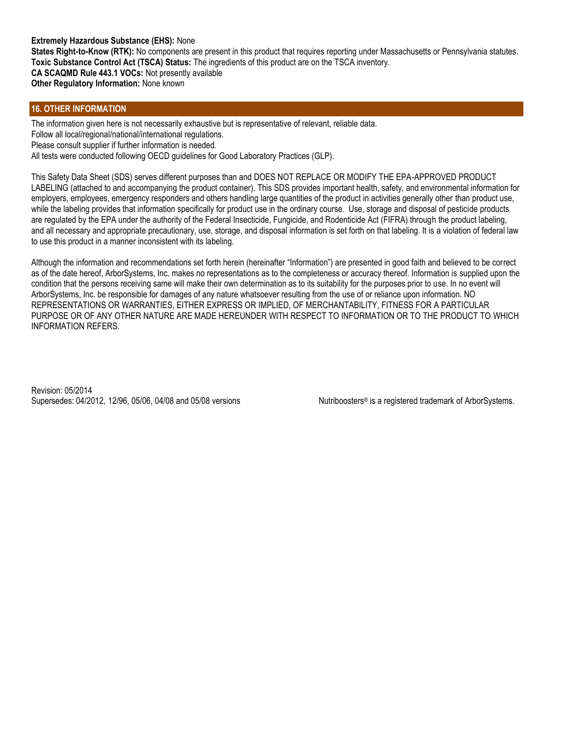**Extremely Hazardous Substance (EHS):** None
**States Right-to-Know (RTK):** No components are present in this product that requires reporting under Massachusetts or Pennsylvania statutes.
**Toxic Substance Control Act (TSCA) Status:** The ingredients of this product are on the TSCA inventory.
**CA SCAQMD Rule 443.1 VOCs:** Not presently available
**Other Regulatory Information:** None known

## 16. OTHER INFORMATION

The information given here is not necessarily exhaustive but is representative of relevant, reliable data.
Follow all local/regional/national/international regulations.
Please consult supplier if further information is needed.
All tests were conducted following OECD guidelines for Good Laboratory Practices (GLP).

This Safety Data Sheet (SDS) serves different purposes than and DOES NOT REPLACE OR MODIFY THE EPA-APPROVED PRODUCT LABELING (attached to and accompanying the product container). This SDS provides important health, safety, and environmental information for employers, employees, emergency responders and others handling large quantities of the product in activities generally other than product use, while the labeling provides that information specifically for product use in the ordinary course. Use, storage and disposal of pesticide products are regulated by the EPA under the authority of the Federal Insecticide, Fungicide, and Rodenticide Act (FIFRA) through the product labeling, and all necessary and appropriate precautionary, use, storage, and disposal information is set forth on that labeling. It is a violation of federal law to use this product in a manner inconsistent with its labeling.

Although the information and recommendations set forth herein (hereinafter "Information") are presented in good faith and believed to be correct as of the date hereof, ArborSystems, Inc. makes no representations as to the completeness or accuracy thereof. Information is supplied upon the condition that the persons receiving same will make their own determination as to its suitability for the purposes prior to use. In no event will ArborSystems, Inc. be responsible for damages of any nature whatsoever resulting from the use of or reliance upon information. NO REPRESENTATIONS OR WARRANTIES, EITHER EXPRESS OR IMPLIED, OF MERCHANTABILITY, FITNESS FOR A PARTICULAR PURPOSE OR OF ANY OTHER NATURE ARE MADE HEREUNDER WITH RESPECT TO INFORMATION OR TO THE PRODUCT TO WHICH INFORMATION REFERS.

Revision: 05/2014
Supersedes: 04/2012, 12/96, 05/06, 04/08 and 05/08 versions

Nutriboosters® is a registered trademark of ArborSystems.